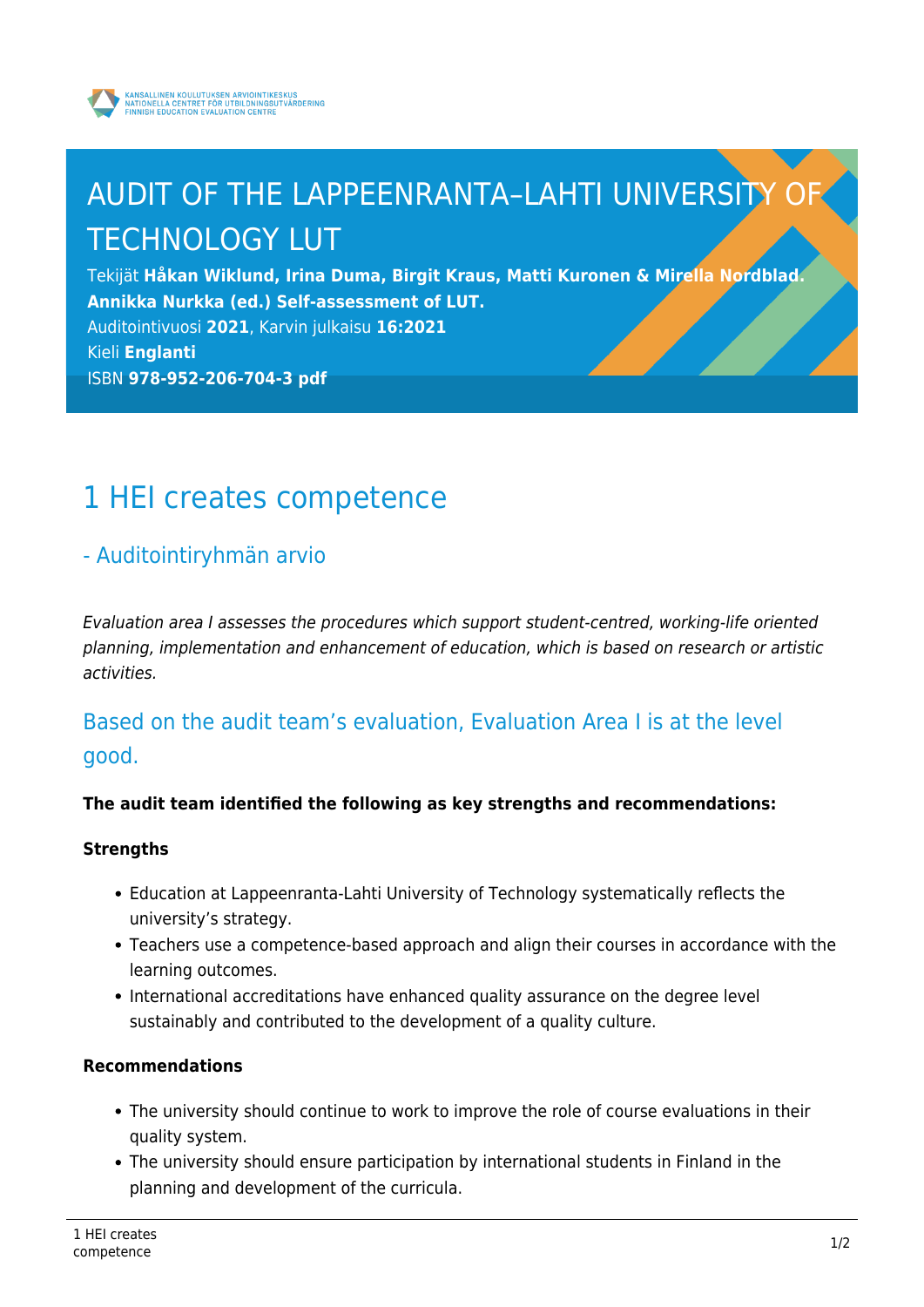KANSALLINEN KOULUTUKSEN ARVIOINTIKESKUS
NATIONELLA CENTRET FÖR UTBILDNINGSUTVÄRDERING
FINNISH EDUCATION EVALUATION CENTRE

# AUDIT OF THE LAPPEENRANTA–LAHTI UNIVERSITY OF TECHNOLOGY LUT

Tekijät **Håkan Wiklund, Irina Duma, Birgit Kraus, Matti Kuronen & Mirella Nordblad. Annikka Nurkka (ed.) Self-assessment of LUT.**
Auditointivuosi **2021**, Karvin julkaisu **16:2021**
Kieli **Englanti**
ISBN **978-952-206-704-3 pdf**

# 1 HEI creates competence

## - Auditointiryhmän arvio

*Evaluation area I assesses the procedures which support student-centred, working-life oriented planning, implementation and enhancement of education, which is based on research or artistic activities.*

## Based on the audit team's evaluation, Evaluation Area I is at the level good.

**The audit team identified the following as key strengths and recommendations:**

**Strengths**

- Education at Lappeenranta-Lahti University of Technology systematically reflects the university's strategy.
- Teachers use a competence-based approach and align their courses in accordance with the learning outcomes.
- International accreditations have enhanced quality assurance on the degree level sustainably and contributed to the development of a quality culture.

**Recommendations**

- The university should continue to work to improve the role of course evaluations in their quality system.
- The university should ensure participation by international students in Finland in the planning and development of the curricula.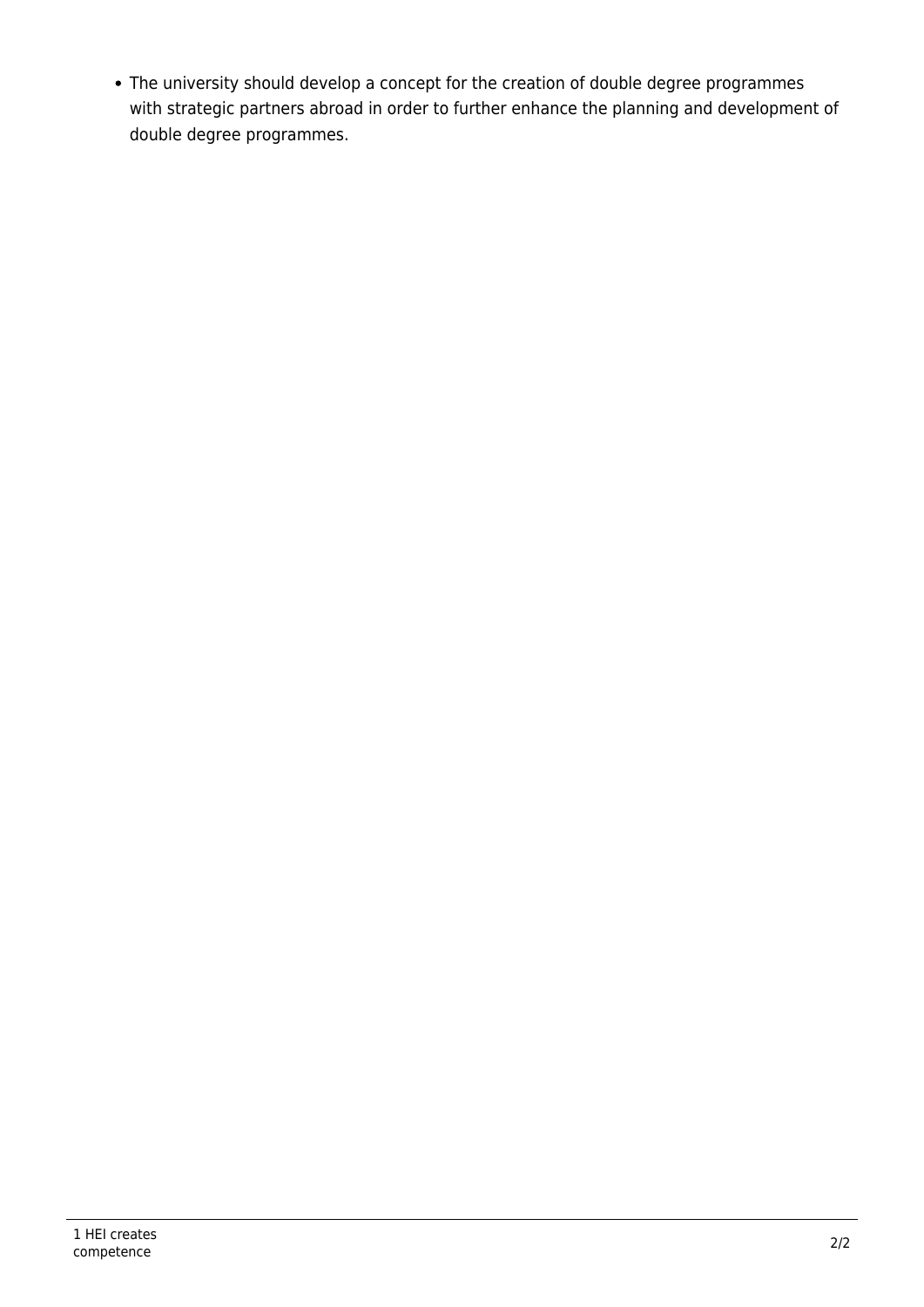- The university should develop a concept for the creation of double degree programmes with strategic partners abroad in order to further enhance the planning and development of double degree programmes.